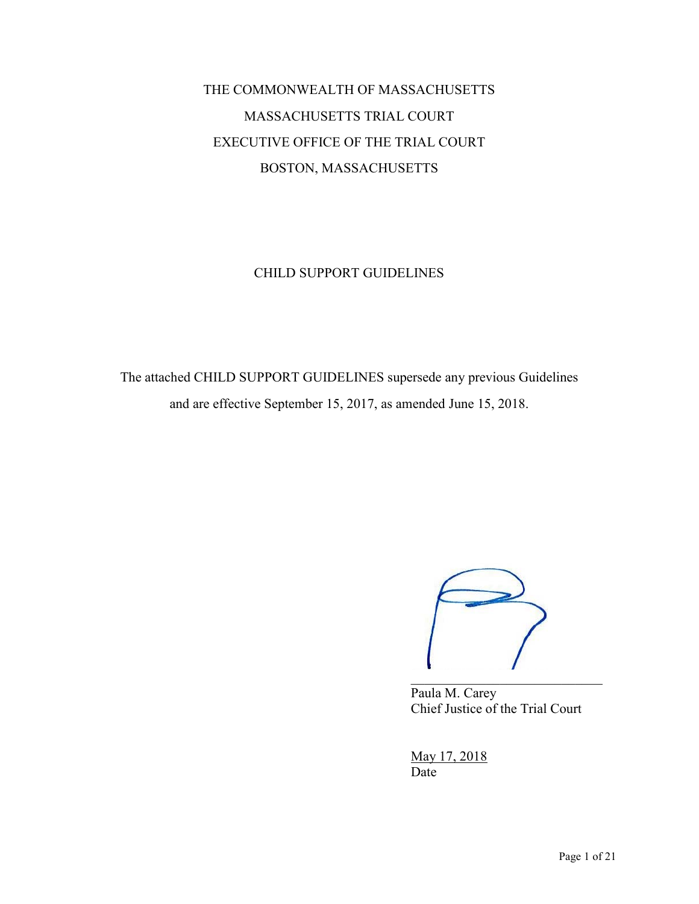THE COMMONWEALTH OF MASSACHUSETTS

MASSACHUSETTS TRIAL COURT

EXECUTIVE OFFICE OF THE TRIAL COURT

BOSTON, MASSACHUSETTS

# CHILD SUPPORT GUIDELINES

The attached CHILD SUPPORT GUIDELINES supersede any previous Guidelines and are effective September 15, 2017, as amended June 15, 2018.

\_\_\_\_\_\_\_\_\_\_\_\_\_\_\_\_\_\_\_\_\_\_\_\_\_\_\_\_\_\_

Paula M. Carey
Chief Justice of the Trial Court

May 17, 2018
Date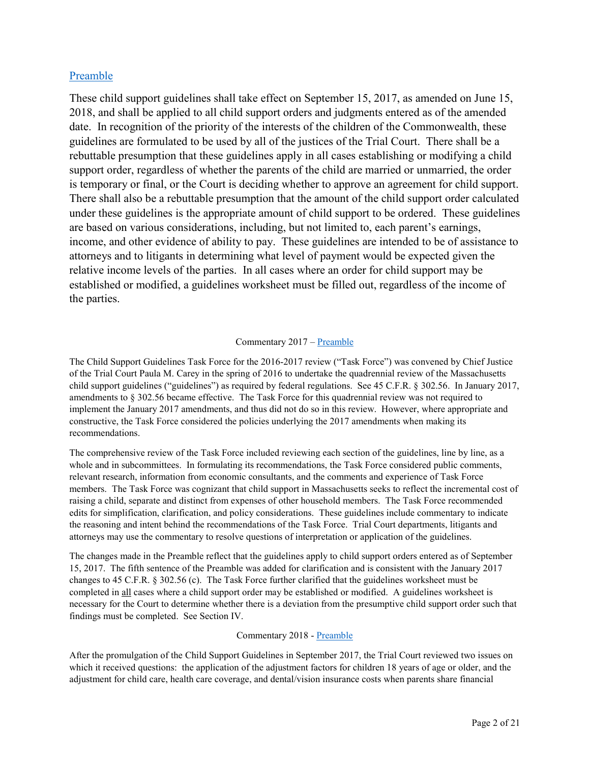## Preamble

These child support guidelines shall take effect on September 15, 2017, as amended on June 15, 2018, and shall be applied to all child support orders and judgments entered as of the amended date. In recognition of the priority of the interests of the children of the Commonwealth, these guidelines are formulated to be used by all of the justices of the Trial Court. There shall be a rebuttable presumption that these guidelines apply in all cases establishing or modifying a child support order, regardless of whether the parents of the child are married or unmarried, the order is temporary or final, or the Court is deciding whether to approve an agreement for child support. There shall also be a rebuttable presumption that the amount of the child support order calculated under these guidelines is the appropriate amount of child support to be ordered. These guidelines are based on various considerations, including, but not limited to, each parent's earnings, income, and other evidence of ability to pay. These guidelines are intended to be of assistance to attorneys and to litigants in determining what level of payment would be expected given the relative income levels of the parties. In all cases where an order for child support may be established or modified, a guidelines worksheet must be filled out, regardless of the income of the parties.

### Commentary 2017 – Preamble

The Child Support Guidelines Task Force for the 2016-2017 review ("Task Force") was convened by Chief Justice of the Trial Court Paula M. Carey in the spring of 2016 to undertake the quadrennial review of the Massachusetts child support guidelines ("guidelines") as required by federal regulations. See 45 C.F.R. § 302.56. In January 2017, amendments to § 302.56 became effective. The Task Force for this quadrennial review was not required to implement the January 2017 amendments, and thus did not do so in this review. However, where appropriate and constructive, the Task Force considered the policies underlying the 2017 amendments when making its recommendations.

The comprehensive review of the Task Force included reviewing each section of the guidelines, line by line, as a whole and in subcommittees. In formulating its recommendations, the Task Force considered public comments, relevant research, information from economic consultants, and the comments and experience of Task Force members. The Task Force was cognizant that child support in Massachusetts seeks to reflect the incremental cost of raising a child, separate and distinct from expenses of other household members. The Task Force recommended edits for simplification, clarification, and policy considerations. These guidelines include commentary to indicate the reasoning and intent behind the recommendations of the Task Force. Trial Court departments, litigants and attorneys may use the commentary to resolve questions of interpretation or application of the guidelines.

The changes made in the Preamble reflect that the guidelines apply to child support orders entered as of September 15, 2017. The fifth sentence of the Preamble was added for clarification and is consistent with the January 2017 changes to 45 C.F.R. § 302.56 (c). The Task Force further clarified that the guidelines worksheet must be completed in <u>all</u> cases where a child support order may be established or modified. A guidelines worksheet is necessary for the Court to determine whether there is a deviation from the presumptive child support order such that findings must be completed. See Section IV.

### Commentary 2018 - Preamble

After the promulgation of the Child Support Guidelines in September 2017, the Trial Court reviewed two issues on which it received questions: the application of the adjustment factors for children 18 years of age or older, and the adjustment for child care, health care coverage, and dental/vision insurance costs when parents share financial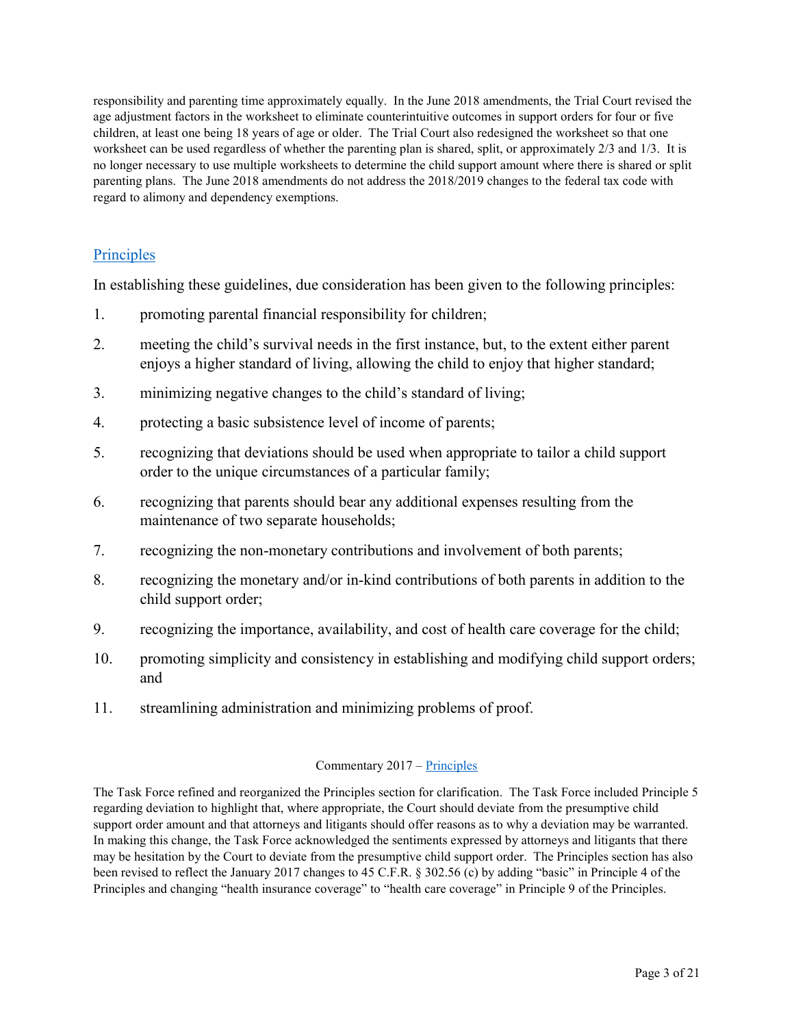responsibility and parenting time approximately equally. In the June 2018 amendments, the Trial Court revised the age adjustment factors in the worksheet to eliminate counterintuitive outcomes in support orders for four or five children, at least one being 18 years of age or older. The Trial Court also redesigned the worksheet so that one worksheet can be used regardless of whether the parenting plan is shared, split, or approximately 2/3 and 1/3. It is no longer necessary to use multiple worksheets to determine the child support amount where there is shared or split parenting plans. The June 2018 amendments do not address the 2018/2019 changes to the federal tax code with regard to alimony and dependency exemptions.

## Principles

In establishing these guidelines, due consideration has been given to the following principles:

1. promoting parental financial responsibility for children;
2. meeting the child's survival needs in the first instance, but, to the extent either parent enjoys a higher standard of living, allowing the child to enjoy that higher standard;
3. minimizing negative changes to the child's standard of living;
4. protecting a basic subsistence level of income of parents;
5. recognizing that deviations should be used when appropriate to tailor a child support order to the unique circumstances of a particular family;
6. recognizing that parents should bear any additional expenses resulting from the maintenance of two separate households;
7. recognizing the non-monetary contributions and involvement of both parents;
8. recognizing the monetary and/or in-kind contributions of both parents in addition to the child support order;
9. recognizing the importance, availability, and cost of health care coverage for the child;
10. promoting simplicity and consistency in establishing and modifying child support orders; and
11. streamlining administration and minimizing problems of proof.

Commentary 2017 – Principles

The Task Force refined and reorganized the Principles section for clarification. The Task Force included Principle 5 regarding deviation to highlight that, where appropriate, the Court should deviate from the presumptive child support order amount and that attorneys and litigants should offer reasons as to why a deviation may be warranted. In making this change, the Task Force acknowledged the sentiments expressed by attorneys and litigants that there may be hesitation by the Court to deviate from the presumptive child support order. The Principles section has also been revised to reflect the January 2017 changes to 45 C.F.R. § 302.56 (c) by adding "basic" in Principle 4 of the Principles and changing "health insurance coverage" to "health care coverage" in Principle 9 of the Principles.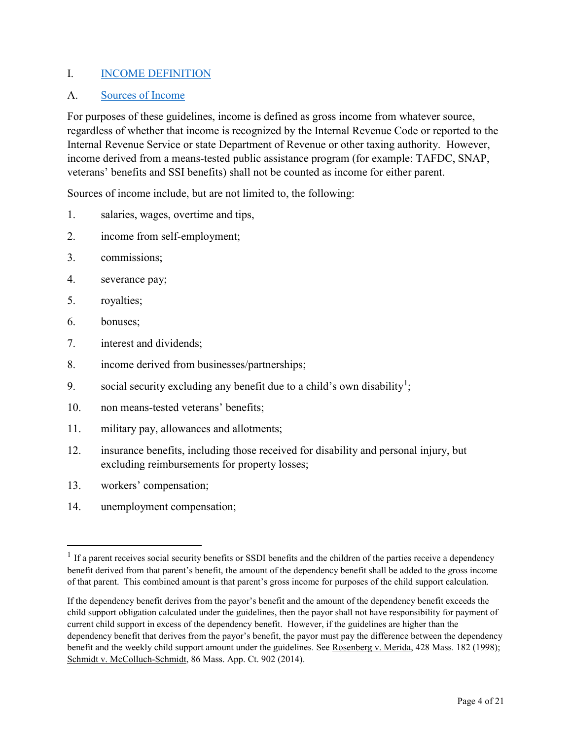# I. INCOME DEFINITION

## A. Sources of Income

For purposes of these guidelines, income is defined as gross income from whatever source, regardless of whether that income is recognized by the Internal Revenue Code or reported to the Internal Revenue Service or state Department of Revenue or other taxing authority. However, income derived from a means-tested public assistance program (for example: TAFDC, SNAP, veterans' benefits and SSI benefits) shall not be counted as income for either parent.

Sources of income include, but are not limited to, the following:

1. salaries, wages, overtime and tips,
2. income from self-employment;
3. commissions;
4. severance pay;
5. royalties;
6. bonuses;
7. interest and dividends;
8. income derived from businesses/partnerships;
9. social security excluding any benefit due to a child's own disability[1];
10. non means-tested veterans' benefits;
11. military pay, allowances and allotments;
12. insurance benefits, including those received for disability and personal injury, but excluding reimbursements for property losses;
13. workers' compensation;
14. unemployment compensation;

---

[1] If a parent receives social security benefits or SSDI benefits and the children of the parties receive a dependency benefit derived from that parent's benefit, the amount of the dependency benefit shall be added to the gross income of that parent. This combined amount is that parent's gross income for purposes of the child support calculation.

If the dependency benefit derives from the payor's benefit and the amount of the dependency benefit exceeds the child support obligation calculated under the guidelines, then the payor shall not have responsibility for payment of current child support in excess of the dependency benefit. However, if the guidelines are higher than the dependency benefit that derives from the payor's benefit, the payor must pay the difference between the dependency benefit and the weekly child support amount under the guidelines. See Rosenberg v. Merida, 428 Mass. 182 (1998); Schmidt v. McColluch-Schmidt, 86 Mass. App. Ct. 902 (2014).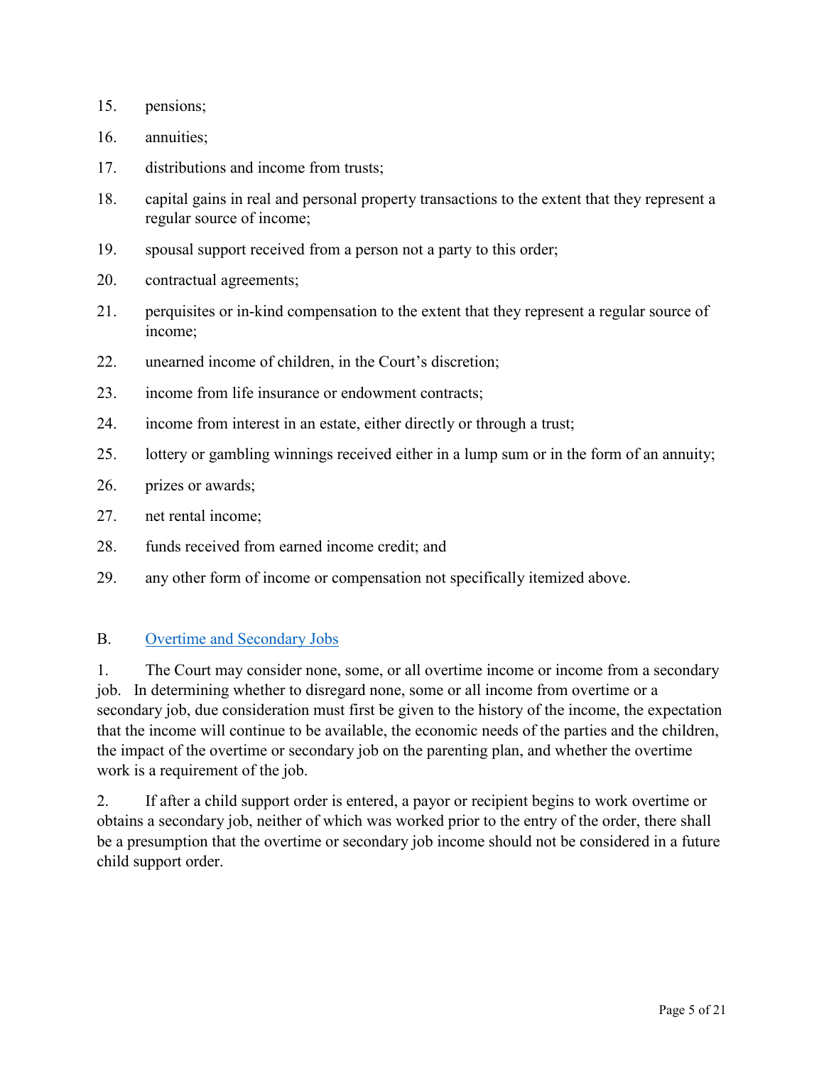15. pensions;
16. annuities;
17. distributions and income from trusts;
18. capital gains in real and personal property transactions to the extent that they represent a regular source of income;
19. spousal support received from a person not a party to this order;
20. contractual agreements;
21. perquisites or in-kind compensation to the extent that they represent a regular source of income;
22. unearned income of children, in the Court's discretion;
23. income from life insurance or endowment contracts;
24. income from interest in an estate, either directly or through a trust;
25. lottery or gambling winnings received either in a lump sum or in the form of an annuity;
26. prizes or awards;
27. net rental income;
28. funds received from earned income credit; and
29. any other form of income or compensation not specifically itemized above.

## B. Overtime and Secondary Jobs

1. The Court may consider none, some, or all overtime income or income from a secondary job. In determining whether to disregard none, some or all income from overtime or a secondary job, due consideration must first be given to the history of the income, the expectation that the income will continue to be available, the economic needs of the parties and the children, the impact of the overtime or secondary job on the parenting plan, and whether the overtime work is a requirement of the job.

2. If after a child support order is entered, a payor or recipient begins to work overtime or obtains a secondary job, neither of which was worked prior to the entry of the order, there shall be a presumption that the overtime or secondary job income should not be considered in a future child support order.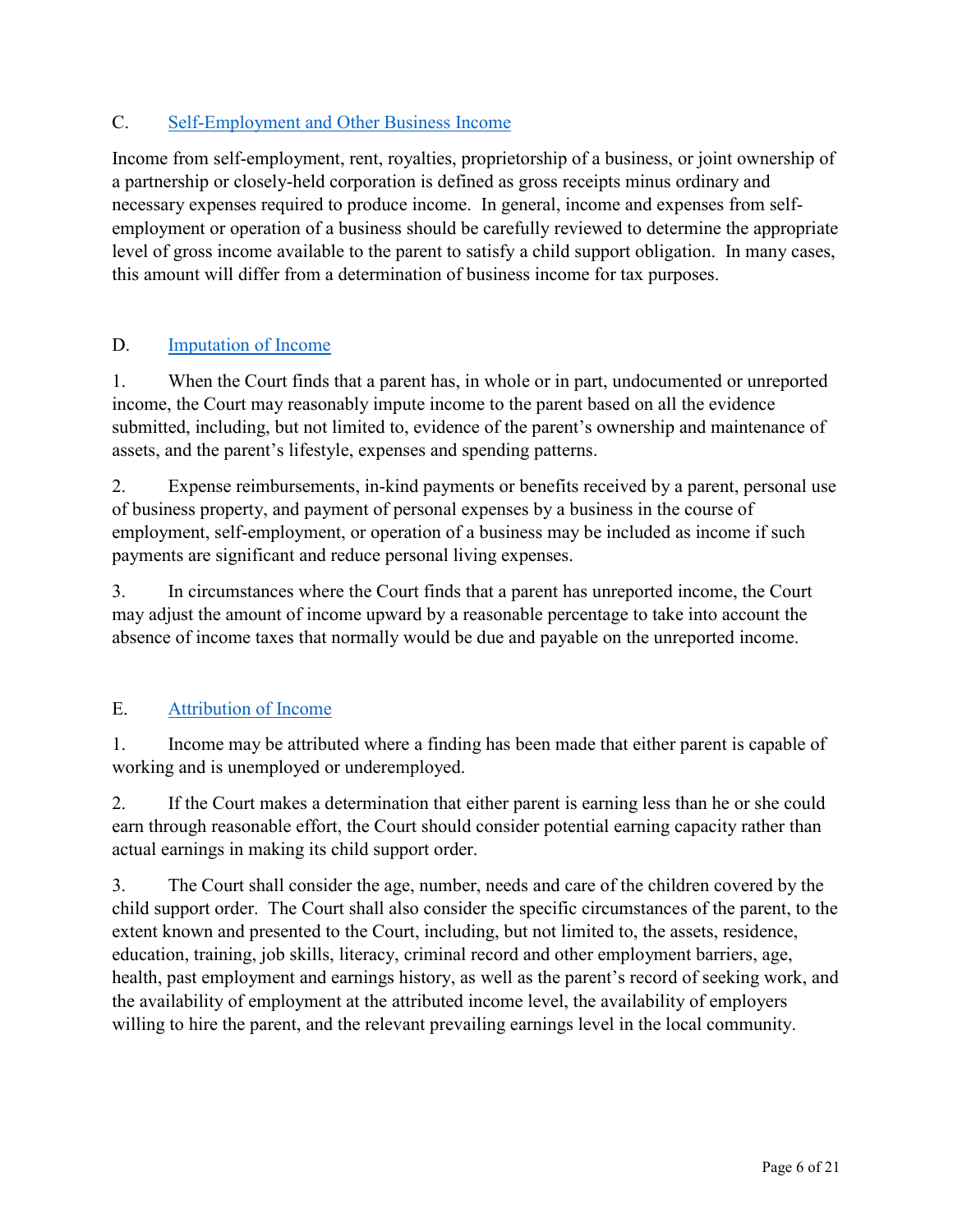## C. Self-Employment and Other Business Income

Income from self-employment, rent, royalties, proprietorship of a business, or joint ownership of a partnership or closely-held corporation is defined as gross receipts minus ordinary and necessary expenses required to produce income. In general, income and expenses from self-employment or operation of a business should be carefully reviewed to determine the appropriate level of gross income available to the parent to satisfy a child support obligation. In many cases, this amount will differ from a determination of business income for tax purposes.

## D. Imputation of Income

1. When the Court finds that a parent has, in whole or in part, undocumented or unreported income, the Court may reasonably impute income to the parent based on all the evidence submitted, including, but not limited to, evidence of the parent's ownership and maintenance of assets, and the parent's lifestyle, expenses and spending patterns.

2. Expense reimbursements, in-kind payments or benefits received by a parent, personal use of business property, and payment of personal expenses by a business in the course of employment, self-employment, or operation of a business may be included as income if such payments are significant and reduce personal living expenses.

3. In circumstances where the Court finds that a parent has unreported income, the Court may adjust the amount of income upward by a reasonable percentage to take into account the absence of income taxes that normally would be due and payable on the unreported income.

## E. Attribution of Income

1. Income may be attributed where a finding has been made that either parent is capable of working and is unemployed or underemployed.

2. If the Court makes a determination that either parent is earning less than he or she could earn through reasonable effort, the Court should consider potential earning capacity rather than actual earnings in making its child support order.

3. The Court shall consider the age, number, needs and care of the children covered by the child support order. The Court shall also consider the specific circumstances of the parent, to the extent known and presented to the Court, including, but not limited to, the assets, residence, education, training, job skills, literacy, criminal record and other employment barriers, age, health, past employment and earnings history, as well as the parent's record of seeking work, and the availability of employment at the attributed income level, the availability of employers willing to hire the parent, and the relevant prevailing earnings level in the local community.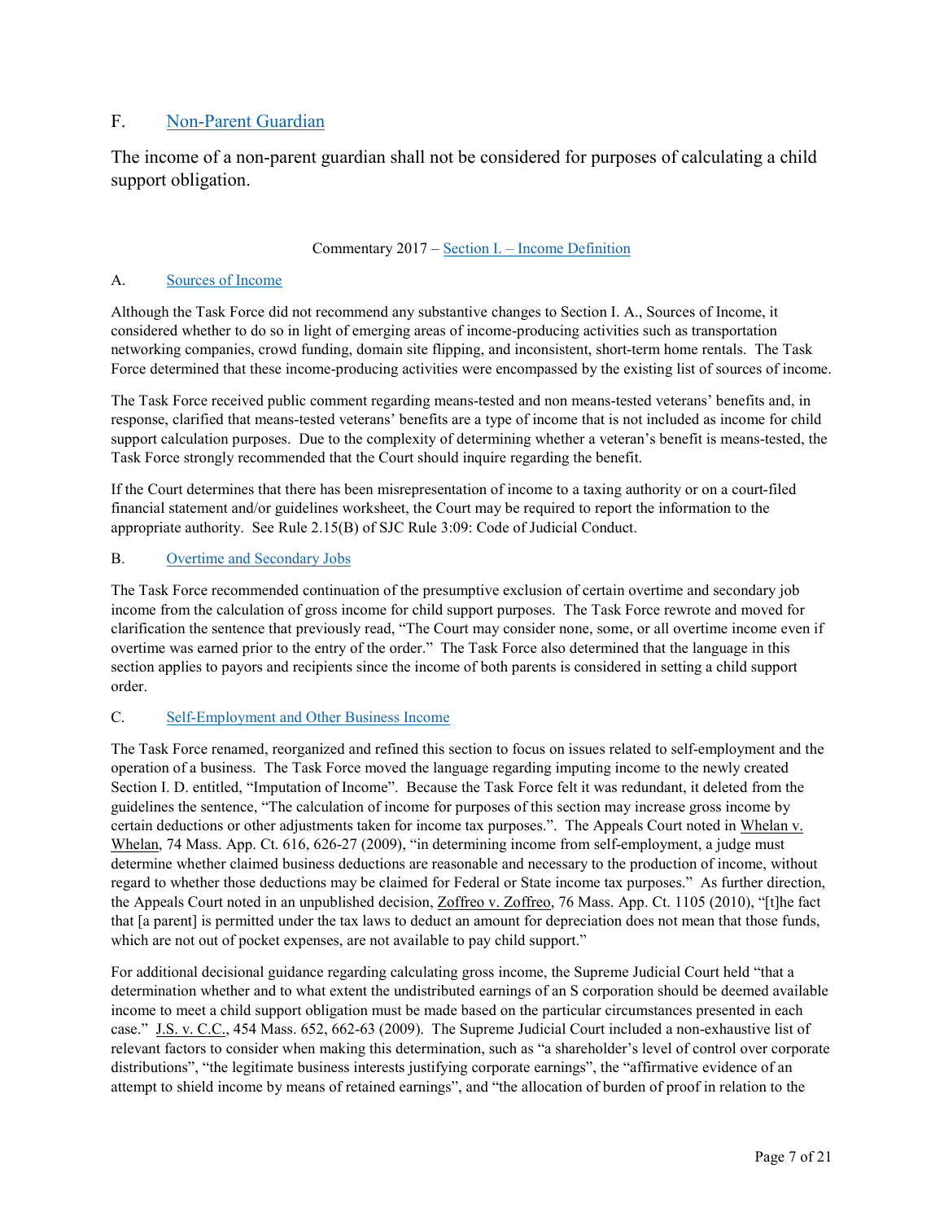## F. Non-Parent Guardian

The income of a non-parent guardian shall not be considered for purposes of calculating a child support obligation.

Commentary 2017 – Section I. – Income Definition

### A. Sources of Income

Although the Task Force did not recommend any substantive changes to Section I. A., Sources of Income, it considered whether to do so in light of emerging areas of income-producing activities such as transportation networking companies, crowd funding, domain site flipping, and inconsistent, short-term home rentals. The Task Force determined that these income-producing activities were encompassed by the existing list of sources of income.

The Task Force received public comment regarding means-tested and non means-tested veterans' benefits and, in response, clarified that means-tested veterans' benefits are a type of income that is not included as income for child support calculation purposes. Due to the complexity of determining whether a veteran's benefit is means-tested, the Task Force strongly recommended that the Court should inquire regarding the benefit.

If the Court determines that there has been misrepresentation of income to a taxing authority or on a court-filed financial statement and/or guidelines worksheet, the Court may be required to report the information to the appropriate authority. See Rule 2.15(B) of SJC Rule 3:09: Code of Judicial Conduct.

### B. Overtime and Secondary Jobs

The Task Force recommended continuation of the presumptive exclusion of certain overtime and secondary job income from the calculation of gross income for child support purposes. The Task Force rewrote and moved for clarification the sentence that previously read, "The Court may consider none, some, or all overtime income even if overtime was earned prior to the entry of the order." The Task Force also determined that the language in this section applies to payors and recipients since the income of both parents is considered in setting a child support order.

### C. Self-Employment and Other Business Income

The Task Force renamed, reorganized and refined this section to focus on issues related to self-employment and the operation of a business. The Task Force moved the language regarding imputing income to the newly created Section I. D. entitled, "Imputation of Income". Because the Task Force felt it was redundant, it deleted from the guidelines the sentence, "The calculation of income for purposes of this section may increase gross income by certain deductions or other adjustments taken for income tax purposes.". The Appeals Court noted in Whelan v. Whelan, 74 Mass. App. Ct. 616, 626-27 (2009), "in determining income from self-employment, a judge must determine whether claimed business deductions are reasonable and necessary to the production of income, without regard to whether those deductions may be claimed for Federal or State income tax purposes." As further direction, the Appeals Court noted in an unpublished decision, Zoffreo v. Zoffreo, 76 Mass. App. Ct. 1105 (2010), "[t]he fact that [a parent] is permitted under the tax laws to deduct an amount for depreciation does not mean that those funds, which are not out of pocket expenses, are not available to pay child support."

For additional decisional guidance regarding calculating gross income, the Supreme Judicial Court held "that a determination whether and to what extent the undistributed earnings of an S corporation should be deemed available income to meet a child support obligation must be made based on the particular circumstances presented in each case." J.S. v. C.C., 454 Mass. 652, 662-63 (2009). The Supreme Judicial Court included a non-exhaustive list of relevant factors to consider when making this determination, such as "a shareholder's level of control over corporate distributions", "the legitimate business interests justifying corporate earnings", the "affirmative evidence of an attempt to shield income by means of retained earnings", and "the allocation of burden of proof in relation to the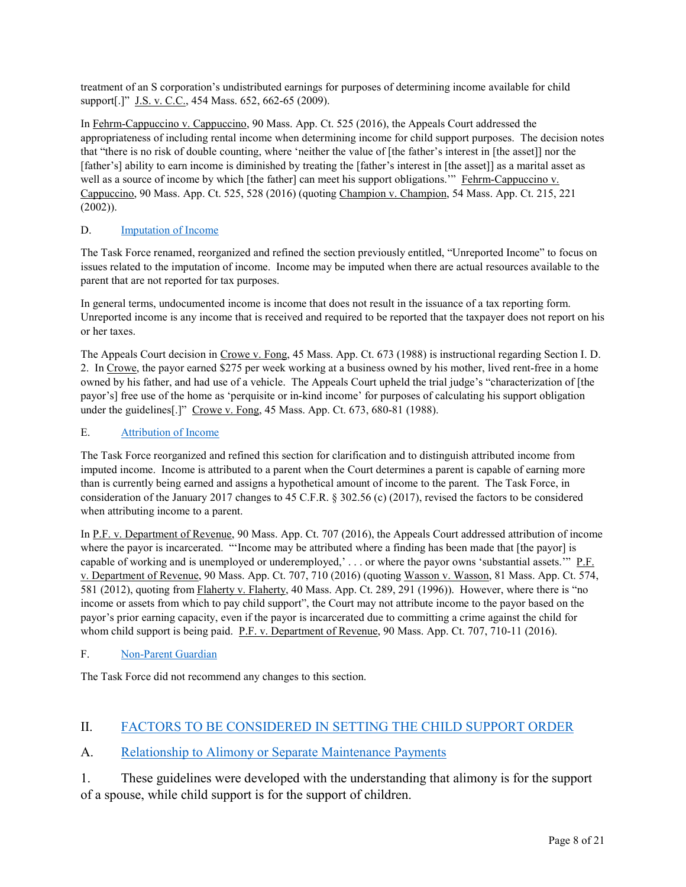treatment of an S corporation's undistributed earnings for purposes of determining income available for child support[.]" J.S. v. C.C., 454 Mass. 652, 662-65 (2009).

In Fehrm-Cappuccino v. Cappuccino, 90 Mass. App. Ct. 525 (2016), the Appeals Court addressed the appropriateness of including rental income when determining income for child support purposes. The decision notes that "there is no risk of double counting, where 'neither the value of [the father's interest in [the asset]] nor the [father's] ability to earn income is diminished by treating the [father's interest in [the asset]] as a marital asset as well as a source of income by which [the father] can meet his support obligations.'" Fehrm-Cappuccino v. Cappuccino, 90 Mass. App. Ct. 525, 528 (2016) (quoting Champion v. Champion, 54 Mass. App. Ct. 215, 221 (2002)).

### D. Imputation of Income

The Task Force renamed, reorganized and refined the section previously entitled, "Unreported Income" to focus on issues related to the imputation of income. Income may be imputed when there are actual resources available to the parent that are not reported for tax purposes.

In general terms, undocumented income is income that does not result in the issuance of a tax reporting form. Unreported income is any income that is received and required to be reported that the taxpayer does not report on his or her taxes.

The Appeals Court decision in Crowe v. Fong, 45 Mass. App. Ct. 673 (1988) is instructional regarding Section I. D. 2. In Crowe, the payor earned $275 per week working at a business owned by his mother, lived rent-free in a home owned by his father, and had use of a vehicle. The Appeals Court upheld the trial judge's "characterization of [the payor's] free use of the home as 'perquisite or in-kind income' for purposes of calculating his support obligation under the guidelines[.]" Crowe v. Fong, 45 Mass. App. Ct. 673, 680-81 (1988).

### E. Attribution of Income

The Task Force reorganized and refined this section for clarification and to distinguish attributed income from imputed income. Income is attributed to a parent when the Court determines a parent is capable of earning more than is currently being earned and assigns a hypothetical amount of income to the parent. The Task Force, in consideration of the January 2017 changes to 45 C.F.R. § 302.56 (c) (2017), revised the factors to be considered when attributing income to a parent.

In P.F. v. Department of Revenue, 90 Mass. App. Ct. 707 (2016), the Appeals Court addressed attribution of income where the payor is incarcerated. "'Income may be attributed where a finding has been made that [the payor] is capable of working and is unemployed or underemployed,' . . . or where the payor owns 'substantial assets.'" P.F. v. Department of Revenue, 90 Mass. App. Ct. 707, 710 (2016) (quoting Wasson v. Wasson, 81 Mass. App. Ct. 574, 581 (2012), quoting from Flaherty v. Flaherty, 40 Mass. App. Ct. 289, 291 (1996)). However, where there is "no income or assets from which to pay child support", the Court may not attribute income to the payor based on the payor's prior earning capacity, even if the payor is incarcerated due to committing a crime against the child for whom child support is being paid. P.F. v. Department of Revenue, 90 Mass. App. Ct. 707, 710-11 (2016).

### F. Non-Parent Guardian

The Task Force did not recommend any changes to this section.

## II. FACTORS TO BE CONSIDERED IN SETTING THE CHILD SUPPORT ORDER

### A. Relationship to Alimony or Separate Maintenance Payments

1. These guidelines were developed with the understanding that alimony is for the support of a spouse, while child support is for the support of children.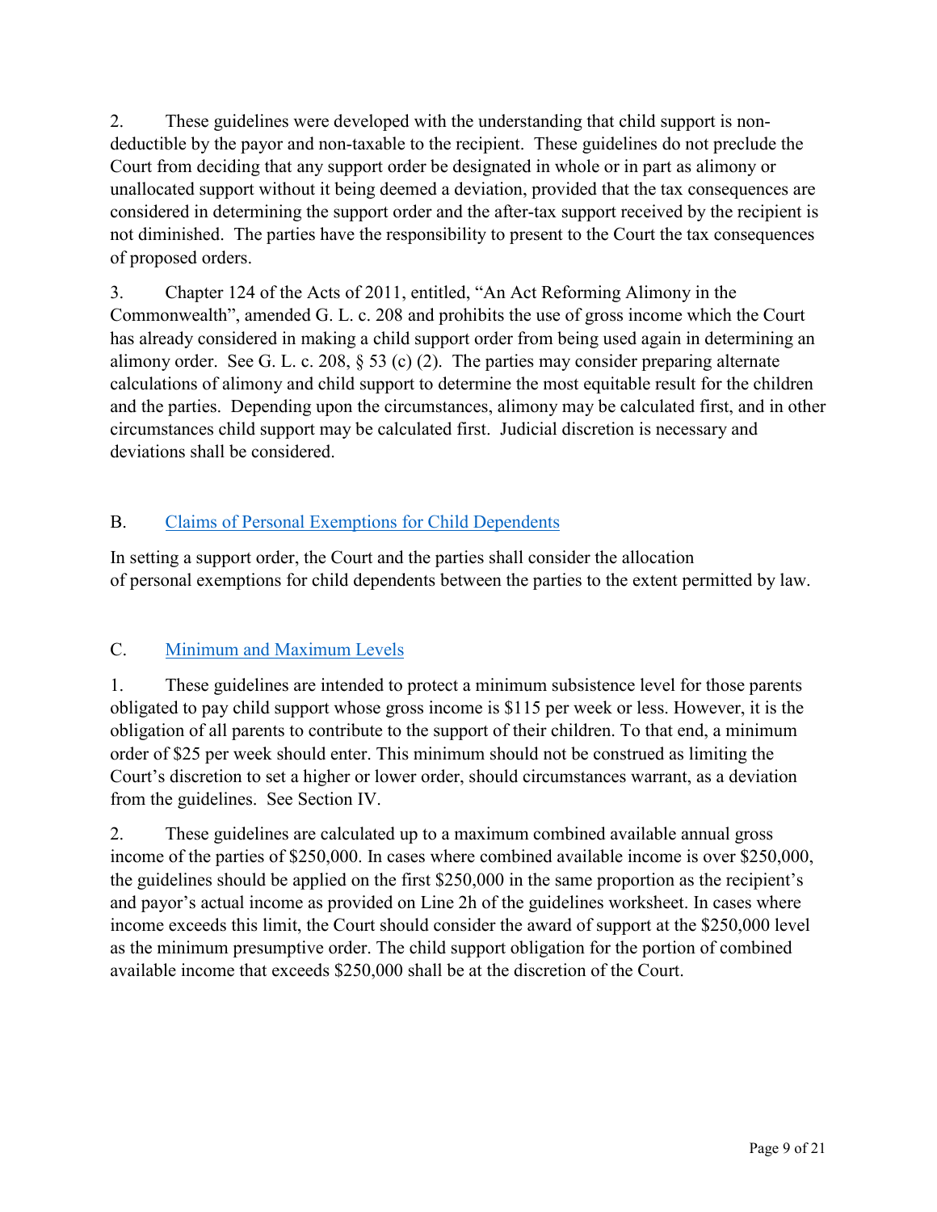2. These guidelines were developed with the understanding that child support is non-deductible by the payor and non-taxable to the recipient. These guidelines do not preclude the Court from deciding that any support order be designated in whole or in part as alimony or unallocated support without it being deemed a deviation, provided that the tax consequences are considered in determining the support order and the after-tax support received by the recipient is not diminished. The parties have the responsibility to present to the Court the tax consequences of proposed orders.

3. Chapter 124 of the Acts of 2011, entitled, "An Act Reforming Alimony in the Commonwealth", amended G. L. c. 208 and prohibits the use of gross income which the Court has already considered in making a child support order from being used again in determining an alimony order. See G. L. c. 208, § 53 (c) (2). The parties may consider preparing alternate calculations of alimony and child support to determine the most equitable result for the children and the parties. Depending upon the circumstances, alimony may be calculated first, and in other circumstances child support may be calculated first. Judicial discretion is necessary and deviations shall be considered.

## B. Claims of Personal Exemptions for Child Dependents

In setting a support order, the Court and the parties shall consider the allocation of personal exemptions for child dependents between the parties to the extent permitted by law.

## C. Minimum and Maximum Levels

1. These guidelines are intended to protect a minimum subsistence level for those parents obligated to pay child support whose gross income is $115 per week or less. However, it is the obligation of all parents to contribute to the support of their children. To that end, a minimum order of $25 per week should enter. This minimum should not be construed as limiting the Court's discretion to set a higher or lower order, should circumstances warrant, as a deviation from the guidelines. See Section IV.

2. These guidelines are calculated up to a maximum combined available annual gross income of the parties of $250,000. In cases where combined available income is over $250,000, the guidelines should be applied on the first $250,000 in the same proportion as the recipient's and payor's actual income as provided on Line 2h of the guidelines worksheet. In cases where income exceeds this limit, the Court should consider the award of support at the $250,000 level as the minimum presumptive order. The child support obligation for the portion of combined available income that exceeds $250,000 shall be at the discretion of the Court.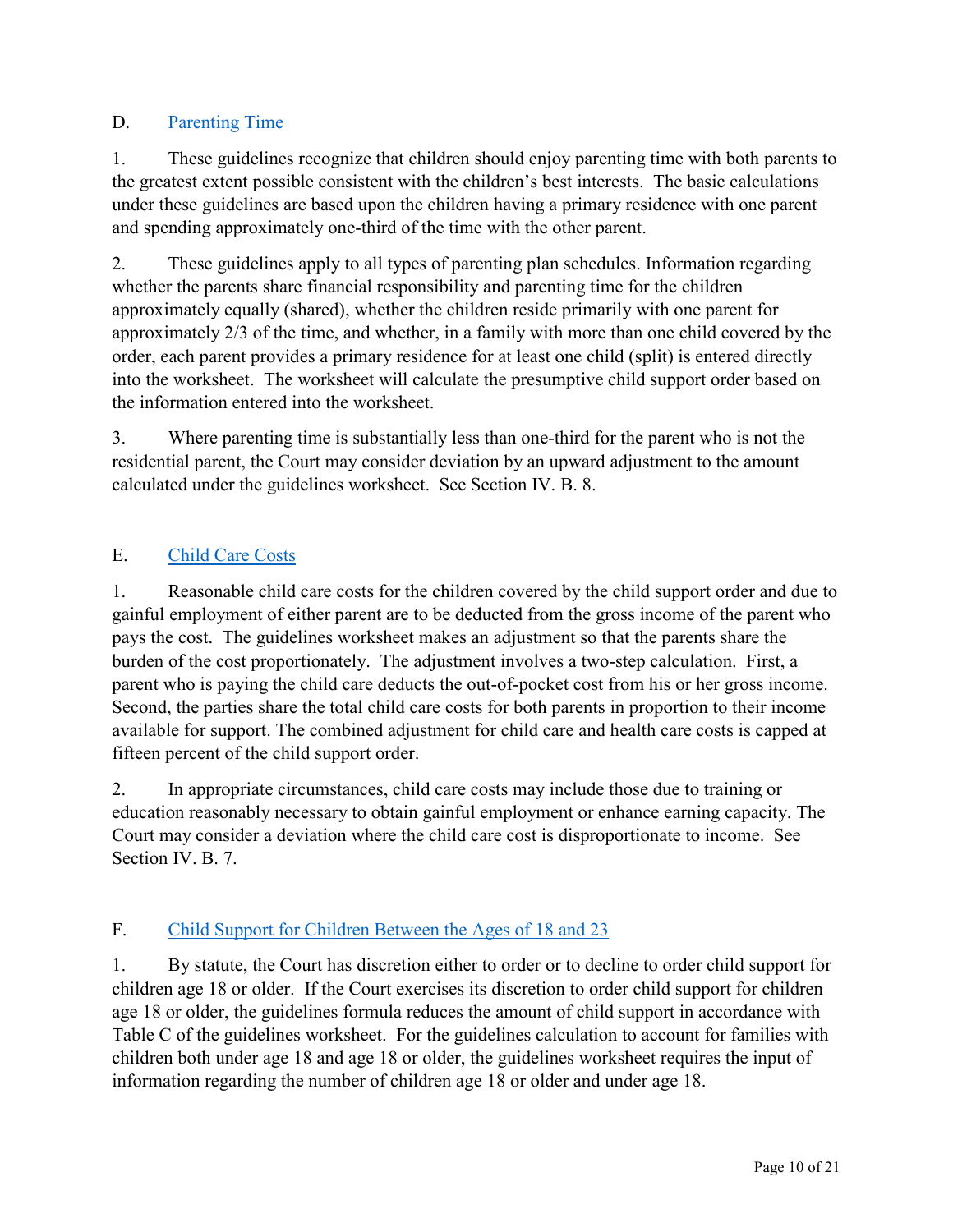## D. Parenting Time

1. These guidelines recognize that children should enjoy parenting time with both parents to the greatest extent possible consistent with the children's best interests. The basic calculations under these guidelines are based upon the children having a primary residence with one parent and spending approximately one-third of the time with the other parent.

2. These guidelines apply to all types of parenting plan schedules. Information regarding whether the parents share financial responsibility and parenting time for the children approximately equally (shared), whether the children reside primarily with one parent for approximately 2/3 of the time, and whether, in a family with more than one child covered by the order, each parent provides a primary residence for at least one child (split) is entered directly into the worksheet. The worksheet will calculate the presumptive child support order based on the information entered into the worksheet.

3. Where parenting time is substantially less than one-third for the parent who is not the residential parent, the Court may consider deviation by an upward adjustment to the amount calculated under the guidelines worksheet. See Section IV. B. 8.

## E. Child Care Costs

1. Reasonable child care costs for the children covered by the child support order and due to gainful employment of either parent are to be deducted from the gross income of the parent who pays the cost. The guidelines worksheet makes an adjustment so that the parents share the burden of the cost proportionately. The adjustment involves a two-step calculation. First, a parent who is paying the child care deducts the out-of-pocket cost from his or her gross income. Second, the parties share the total child care costs for both parents in proportion to their income available for support. The combined adjustment for child care and health care costs is capped at fifteen percent of the child support order.

2. In appropriate circumstances, child care costs may include those due to training or education reasonably necessary to obtain gainful employment or enhance earning capacity. The Court may consider a deviation where the child care cost is disproportionate to income. See Section IV. B. 7.

## F. Child Support for Children Between the Ages of 18 and 23

1. By statute, the Court has discretion either to order or to decline to order child support for children age 18 or older. If the Court exercises its discretion to order child support for children age 18 or older, the guidelines formula reduces the amount of child support in accordance with Table C of the guidelines worksheet. For the guidelines calculation to account for families with children both under age 18 and age 18 or older, the guidelines worksheet requires the input of information regarding the number of children age 18 or older and under age 18.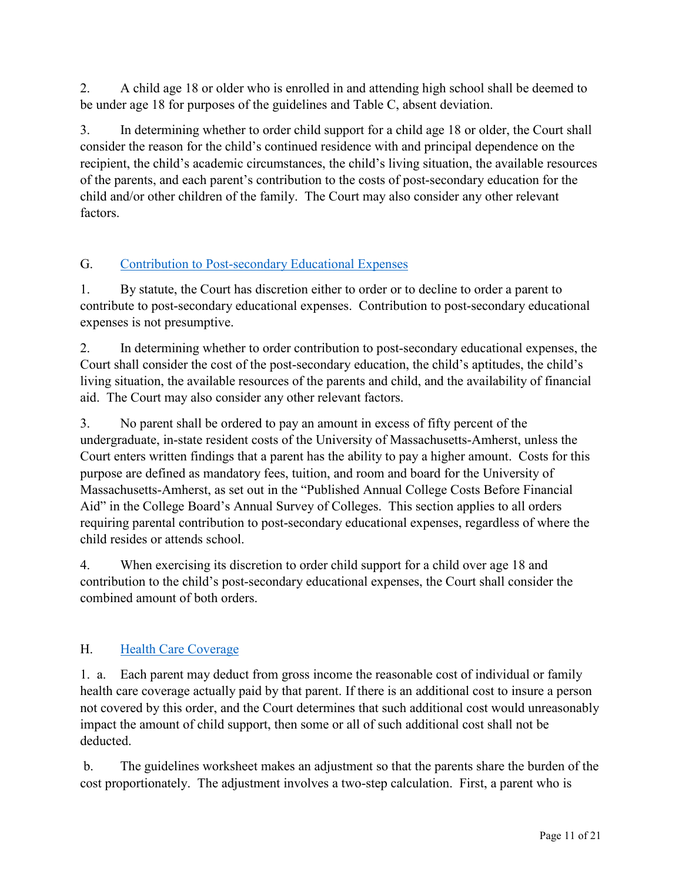2. A child age 18 or older who is enrolled in and attending high school shall be deemed to be under age 18 for purposes of the guidelines and Table C, absent deviation.

3. In determining whether to order child support for a child age 18 or older, the Court shall consider the reason for the child's continued residence with and principal dependence on the recipient, the child's academic circumstances, the child's living situation, the available resources of the parents, and each parent's contribution to the costs of post-secondary education for the child and/or other children of the family. The Court may also consider any other relevant factors.

## G. Contribution to Post-secondary Educational Expenses

1. By statute, the Court has discretion either to order or to decline to order a parent to contribute to post-secondary educational expenses. Contribution to post-secondary educational expenses is not presumptive.

2. In determining whether to order contribution to post-secondary educational expenses, the Court shall consider the cost of the post-secondary education, the child's aptitudes, the child's living situation, the available resources of the parents and child, and the availability of financial aid. The Court may also consider any other relevant factors.

3. No parent shall be ordered to pay an amount in excess of fifty percent of the undergraduate, in-state resident costs of the University of Massachusetts-Amherst, unless the Court enters written findings that a parent has the ability to pay a higher amount. Costs for this purpose are defined as mandatory fees, tuition, and room and board for the University of Massachusetts-Amherst, as set out in the "Published Annual College Costs Before Financial Aid" in the College Board's Annual Survey of Colleges. This section applies to all orders requiring parental contribution to post-secondary educational expenses, regardless of where the child resides or attends school.

4. When exercising its discretion to order child support for a child over age 18 and contribution to the child's post-secondary educational expenses, the Court shall consider the combined amount of both orders.

## H. Health Care Coverage

1. a. Each parent may deduct from gross income the reasonable cost of individual or family health care coverage actually paid by that parent. If there is an additional cost to insure a person not covered by this order, and the Court determines that such additional cost would unreasonably impact the amount of child support, then some or all of such additional cost shall not be deducted.

b. The guidelines worksheet makes an adjustment so that the parents share the burden of the cost proportionately. The adjustment involves a two-step calculation. First, a parent who is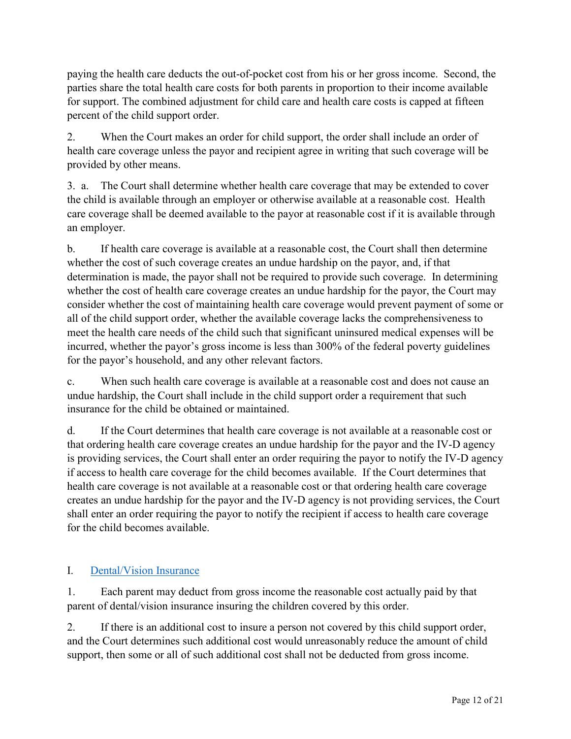paying the health care deducts the out-of-pocket cost from his or her gross income. Second, the parties share the total health care costs for both parents in proportion to their income available for support. The combined adjustment for child care and health care costs is capped at fifteen percent of the child support order.

2. When the Court makes an order for child support, the order shall include an order of health care coverage unless the payor and recipient agree in writing that such coverage will be provided by other means.

3. a. The Court shall determine whether health care coverage that may be extended to cover the child is available through an employer or otherwise available at a reasonable cost. Health care coverage shall be deemed available to the payor at reasonable cost if it is available through an employer.

b. If health care coverage is available at a reasonable cost, the Court shall then determine whether the cost of such coverage creates an undue hardship on the payor, and, if that determination is made, the payor shall not be required to provide such coverage. In determining whether the cost of health care coverage creates an undue hardship for the payor, the Court may consider whether the cost of maintaining health care coverage would prevent payment of some or all of the child support order, whether the available coverage lacks the comprehensiveness to meet the health care needs of the child such that significant uninsured medical expenses will be incurred, whether the payor's gross income is less than 300% of the federal poverty guidelines for the payor's household, and any other relevant factors.

c. When such health care coverage is available at a reasonable cost and does not cause an undue hardship, the Court shall include in the child support order a requirement that such insurance for the child be obtained or maintained.

d. If the Court determines that health care coverage is not available at a reasonable cost or that ordering health care coverage creates an undue hardship for the payor and the IV-D agency is providing services, the Court shall enter an order requiring the payor to notify the IV-D agency if access to health care coverage for the child becomes available. If the Court determines that health care coverage is not available at a reasonable cost or that ordering health care coverage creates an undue hardship for the payor and the IV-D agency is not providing services, the Court shall enter an order requiring the payor to notify the recipient if access to health care coverage for the child becomes available.

## I. Dental/Vision Insurance

1. Each parent may deduct from gross income the reasonable cost actually paid by that parent of dental/vision insurance insuring the children covered by this order.

2. If there is an additional cost to insure a person not covered by this child support order, and the Court determines such additional cost would unreasonably reduce the amount of child support, then some or all of such additional cost shall not be deducted from gross income.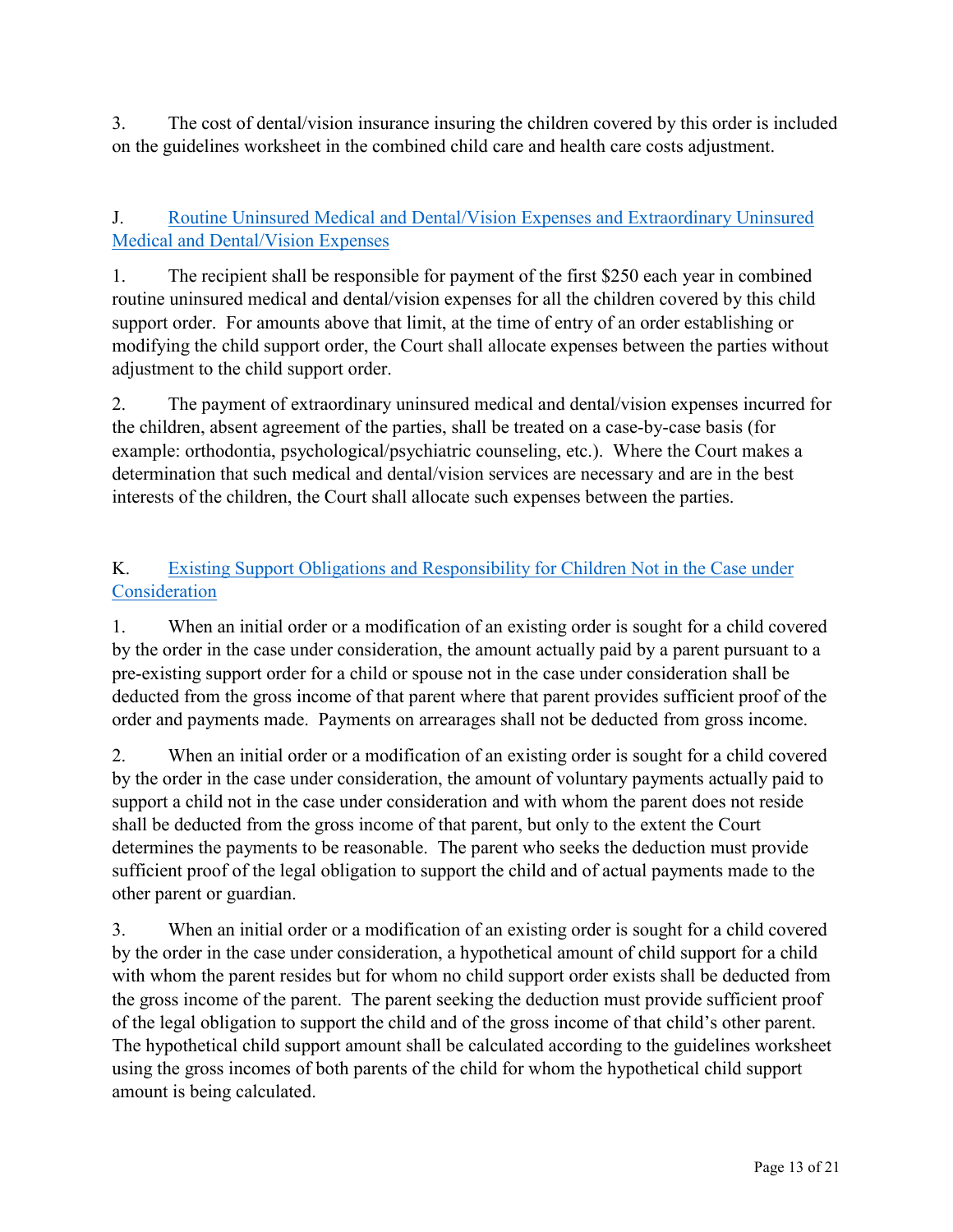3. The cost of dental/vision insurance insuring the children covered by this order is included on the guidelines worksheet in the combined child care and health care costs adjustment.

### J. Routine Uninsured Medical and Dental/Vision Expenses and Extraordinary Uninsured Medical and Dental/Vision Expenses

1. The recipient shall be responsible for payment of the first $250 each year in combined routine uninsured medical and dental/vision expenses for all the children covered by this child support order. For amounts above that limit, at the time of entry of an order establishing or modifying the child support order, the Court shall allocate expenses between the parties without adjustment to the child support order.

2. The payment of extraordinary uninsured medical and dental/vision expenses incurred for the children, absent agreement of the parties, shall be treated on a case-by-case basis (for example: orthodontia, psychological/psychiatric counseling, etc.). Where the Court makes a determination that such medical and dental/vision services are necessary and are in the best interests of the children, the Court shall allocate such expenses between the parties.

### K. Existing Support Obligations and Responsibility for Children Not in the Case under Consideration

1. When an initial order or a modification of an existing order is sought for a child covered by the order in the case under consideration, the amount actually paid by a parent pursuant to a pre-existing support order for a child or spouse not in the case under consideration shall be deducted from the gross income of that parent where that parent provides sufficient proof of the order and payments made. Payments on arrearages shall not be deducted from gross income.

2. When an initial order or a modification of an existing order is sought for a child covered by the order in the case under consideration, the amount of voluntary payments actually paid to support a child not in the case under consideration and with whom the parent does not reside shall be deducted from the gross income of that parent, but only to the extent the Court determines the payments to be reasonable. The parent who seeks the deduction must provide sufficient proof of the legal obligation to support the child and of actual payments made to the other parent or guardian.

3. When an initial order or a modification of an existing order is sought for a child covered by the order in the case under consideration, a hypothetical amount of child support for a child with whom the parent resides but for whom no child support order exists shall be deducted from the gross income of the parent. The parent seeking the deduction must provide sufficient proof of the legal obligation to support the child and of the gross income of that child's other parent. The hypothetical child support amount shall be calculated according to the guidelines worksheet using the gross incomes of both parents of the child for whom the hypothetical child support amount is being calculated.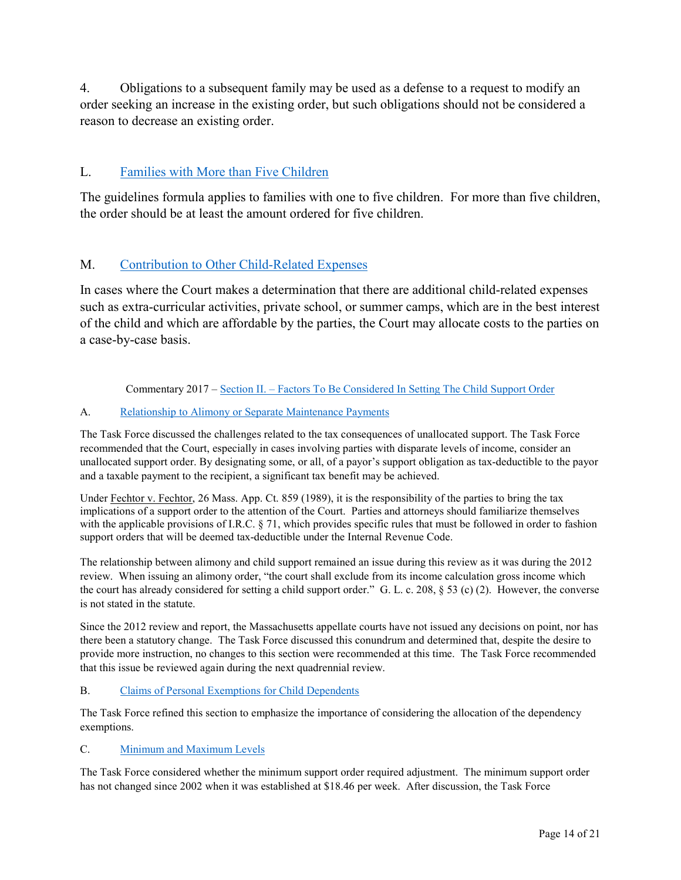4. Obligations to a subsequent family may be used as a defense to a request to modify an order seeking an increase in the existing order, but such obligations should not be considered a reason to decrease an existing order.

## L. Families with More than Five Children

The guidelines formula applies to families with one to five children. For more than five children, the order should be at least the amount ordered for five children.

## M. Contribution to Other Child-Related Expenses

In cases where the Court makes a determination that there are additional child-related expenses such as extra-curricular activities, private school, or summer camps, which are in the best interest of the child and which are affordable by the parties, the Court may allocate costs to the parties on a case-by-case basis.

### Commentary 2017 – Section II. – Factors To Be Considered In Setting The Child Support Order

#### A. Relationship to Alimony or Separate Maintenance Payments

The Task Force discussed the challenges related to the tax consequences of unallocated support. The Task Force recommended that the Court, especially in cases involving parties with disparate levels of income, consider an unallocated support order. By designating some, or all, of a payor's support obligation as tax-deductible to the payor and a taxable payment to the recipient, a significant tax benefit may be achieved.

Under Fechtor v. Fechtor, 26 Mass. App. Ct. 859 (1989), it is the responsibility of the parties to bring the tax implications of a support order to the attention of the Court. Parties and attorneys should familiarize themselves with the applicable provisions of I.R.C. § 71, which provides specific rules that must be followed in order to fashion support orders that will be deemed tax-deductible under the Internal Revenue Code.

The relationship between alimony and child support remained an issue during this review as it was during the 2012 review. When issuing an alimony order, "the court shall exclude from its income calculation gross income which the court has already considered for setting a child support order." G. L. c. 208, § 53 (c) (2). However, the converse is not stated in the statute.

Since the 2012 review and report, the Massachusetts appellate courts have not issued any decisions on point, nor has there been a statutory change. The Task Force discussed this conundrum and determined that, despite the desire to provide more instruction, no changes to this section were recommended at this time. The Task Force recommended that this issue be reviewed again during the next quadrennial review.

#### B. Claims of Personal Exemptions for Child Dependents

The Task Force refined this section to emphasize the importance of considering the allocation of the dependency exemptions.

#### C. Minimum and Maximum Levels

The Task Force considered whether the minimum support order required adjustment. The minimum support order has not changed since 2002 when it was established at $18.46 per week. After discussion, the Task Force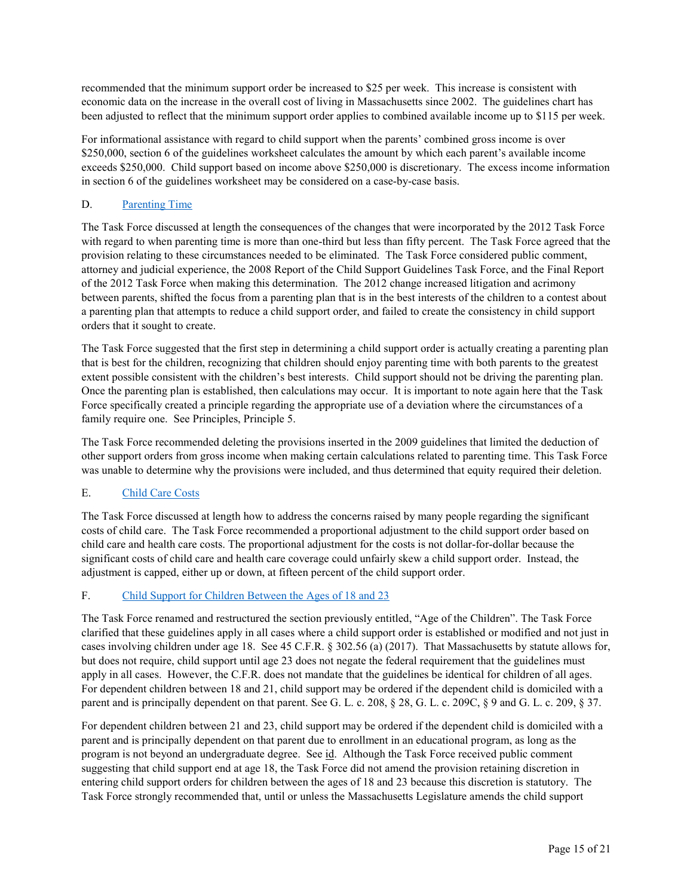recommended that the minimum support order be increased to $25 per week. This increase is consistent with economic data on the increase in the overall cost of living in Massachusetts since 2002. The guidelines chart has been adjusted to reflect that the minimum support order applies to combined available income up to $115 per week.

For informational assistance with regard to child support when the parents' combined gross income is over $250,000, section 6 of the guidelines worksheet calculates the amount by which each parent's available income exceeds $250,000. Child support based on income above $250,000 is discretionary. The excess income information in section 6 of the guidelines worksheet may be considered on a case-by-case basis.

### D. Parenting Time

The Task Force discussed at length the consequences of the changes that were incorporated by the 2012 Task Force with regard to when parenting time is more than one-third but less than fifty percent. The Task Force agreed that the provision relating to these circumstances needed to be eliminated. The Task Force considered public comment, attorney and judicial experience, the 2008 Report of the Child Support Guidelines Task Force, and the Final Report of the 2012 Task Force when making this determination. The 2012 change increased litigation and acrimony between parents, shifted the focus from a parenting plan that is in the best interests of the children to a contest about a parenting plan that attempts to reduce a child support order, and failed to create the consistency in child support orders that it sought to create.

The Task Force suggested that the first step in determining a child support order is actually creating a parenting plan that is best for the children, recognizing that children should enjoy parenting time with both parents to the greatest extent possible consistent with the children's best interests. Child support should not be driving the parenting plan. Once the parenting plan is established, then calculations may occur. It is important to note again here that the Task Force specifically created a principle regarding the appropriate use of a deviation where the circumstances of a family require one. See Principles, Principle 5.

The Task Force recommended deleting the provisions inserted in the 2009 guidelines that limited the deduction of other support orders from gross income when making certain calculations related to parenting time. This Task Force was unable to determine why the provisions were included, and thus determined that equity required their deletion.

### E. Child Care Costs

The Task Force discussed at length how to address the concerns raised by many people regarding the significant costs of child care. The Task Force recommended a proportional adjustment to the child support order based on child care and health care costs. The proportional adjustment for the costs is not dollar-for-dollar because the significant costs of child care and health care coverage could unfairly skew a child support order. Instead, the adjustment is capped, either up or down, at fifteen percent of the child support order.

### F. Child Support for Children Between the Ages of 18 and 23

The Task Force renamed and restructured the section previously entitled, "Age of the Children". The Task Force clarified that these guidelines apply in all cases where a child support order is established or modified and not just in cases involving children under age 18. See 45 C.F.R. § 302.56 (a) (2017). That Massachusetts by statute allows for, but does not require, child support until age 23 does not negate the federal requirement that the guidelines must apply in all cases. However, the C.F.R. does not mandate that the guidelines be identical for children of all ages. For dependent children between 18 and 21, child support may be ordered if the dependent child is domiciled with a parent and is principally dependent on that parent. See G. L. c. 208, § 28, G. L. c. 209C, § 9 and G. L. c. 209, § 37.

For dependent children between 21 and 23, child support may be ordered if the dependent child is domiciled with a parent and is principally dependent on that parent due to enrollment in an educational program, as long as the program is not beyond an undergraduate degree. See id. Although the Task Force received public comment suggesting that child support end at age 18, the Task Force did not amend the provision retaining discretion in entering child support orders for children between the ages of 18 and 23 because this discretion is statutory. The Task Force strongly recommended that, until or unless the Massachusetts Legislature amends the child support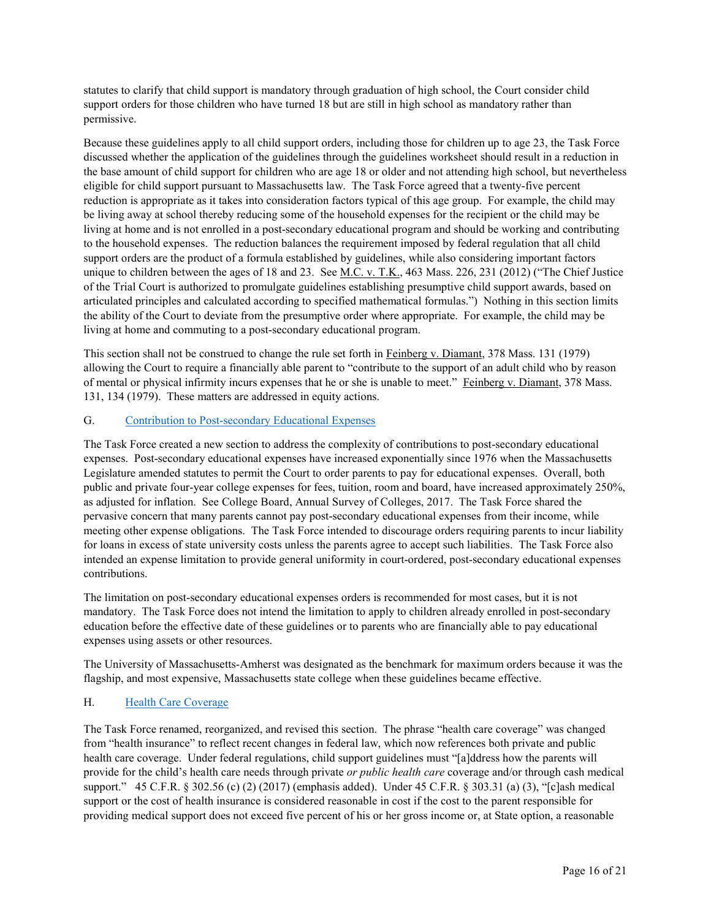statutes to clarify that child support is mandatory through graduation of high school, the Court consider child support orders for those children who have turned 18 but are still in high school as mandatory rather than permissive.

Because these guidelines apply to all child support orders, including those for children up to age 23, the Task Force discussed whether the application of the guidelines through the guidelines worksheet should result in a reduction in the base amount of child support for children who are age 18 or older and not attending high school, but nevertheless eligible for child support pursuant to Massachusetts law. The Task Force agreed that a twenty-five percent reduction is appropriate as it takes into consideration factors typical of this age group. For example, the child may be living away at school thereby reducing some of the household expenses for the recipient or the child may be living at home and is not enrolled in a post-secondary educational program and should be working and contributing to the household expenses. The reduction balances the requirement imposed by federal regulation that all child support orders are the product of a formula established by guidelines, while also considering important factors unique to children between the ages of 18 and 23. See M.C. v. T.K., 463 Mass. 226, 231 (2012) ("The Chief Justice of the Trial Court is authorized to promulgate guidelines establishing presumptive child support awards, based on articulated principles and calculated according to specified mathematical formulas.") Nothing in this section limits the ability of the Court to deviate from the presumptive order where appropriate. For example, the child may be living at home and commuting to a post-secondary educational program.

This section shall not be construed to change the rule set forth in Feinberg v. Diamant, 378 Mass. 131 (1979) allowing the Court to require a financially able parent to "contribute to the support of an adult child who by reason of mental or physical infirmity incurs expenses that he or she is unable to meet." Feinberg v. Diamant, 378 Mass. 131, 134 (1979). These matters are addressed in equity actions.

## G. Contribution to Post-secondary Educational Expenses

The Task Force created a new section to address the complexity of contributions to post-secondary educational expenses. Post-secondary educational expenses have increased exponentially since 1976 when the Massachusetts Legislature amended statutes to permit the Court to order parents to pay for educational expenses. Overall, both public and private four-year college expenses for fees, tuition, room and board, have increased approximately 250%, as adjusted for inflation. See College Board, Annual Survey of Colleges, 2017. The Task Force shared the pervasive concern that many parents cannot pay post-secondary educational expenses from their income, while meeting other expense obligations. The Task Force intended to discourage orders requiring parents to incur liability for loans in excess of state university costs unless the parents agree to accept such liabilities. The Task Force also intended an expense limitation to provide general uniformity in court-ordered, post-secondary educational expenses contributions.

The limitation on post-secondary educational expenses orders is recommended for most cases, but it is not mandatory. The Task Force does not intend the limitation to apply to children already enrolled in post-secondary education before the effective date of these guidelines or to parents who are financially able to pay educational expenses using assets or other resources.

The University of Massachusetts-Amherst was designated as the benchmark for maximum orders because it was the flagship, and most expensive, Massachusetts state college when these guidelines became effective.

## H. Health Care Coverage

The Task Force renamed, reorganized, and revised this section. The phrase "health care coverage" was changed from "health insurance" to reflect recent changes in federal law, which now references both private and public health care coverage. Under federal regulations, child support guidelines must "[a]ddress how the parents will provide for the child's health care needs through private *or public health care* coverage and/or through cash medical support." 45 C.F.R. § 302.56 (c) (2) (2017) (emphasis added). Under 45 C.F.R. § 303.31 (a) (3), "[c]ash medical support or the cost of health insurance is considered reasonable in cost if the cost to the parent responsible for providing medical support does not exceed five percent of his or her gross income or, at State option, a reasonable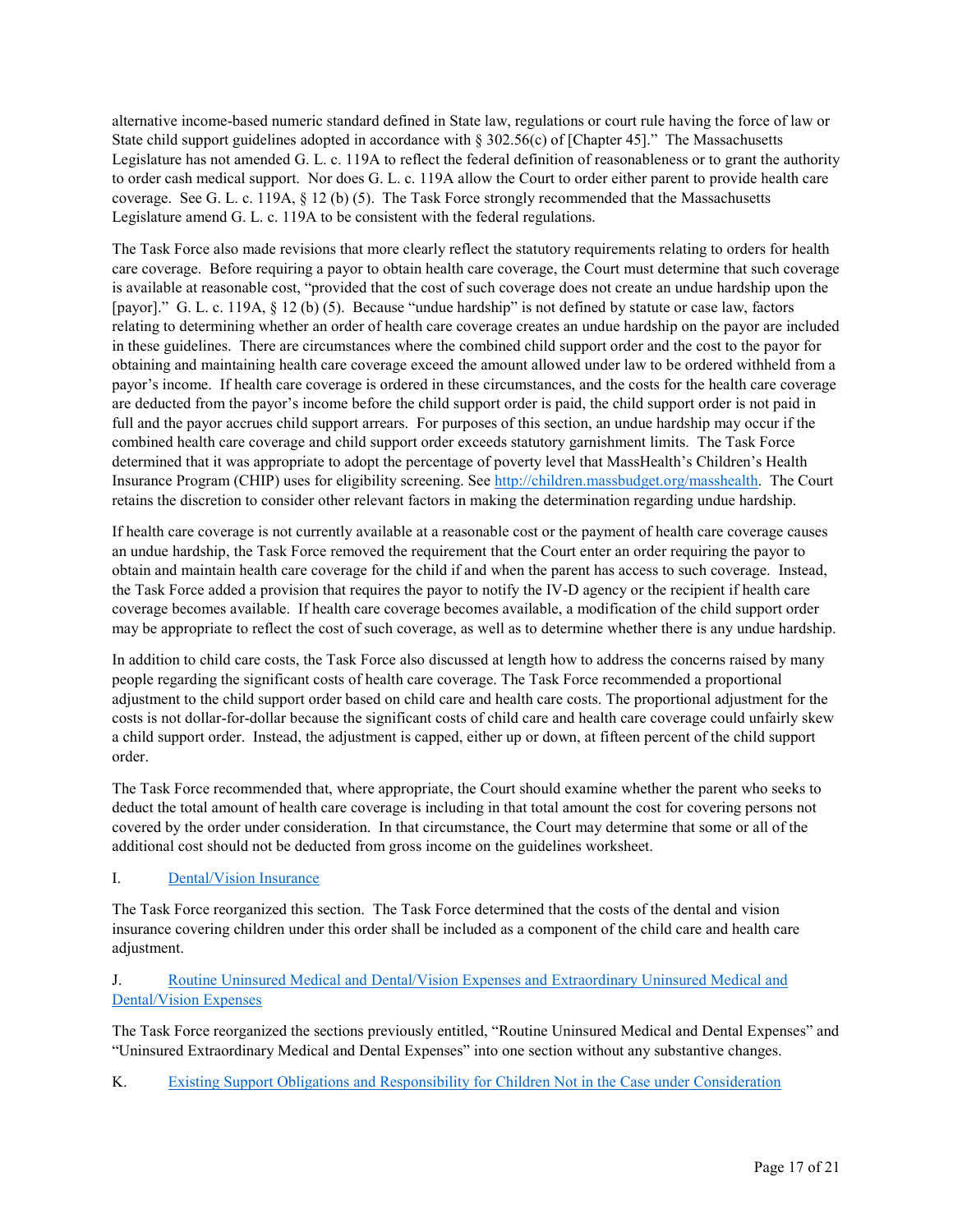alternative income-based numeric standard defined in State law, regulations or court rule having the force of law or State child support guidelines adopted in accordance with § 302.56(c) of [Chapter 45]." The Massachusetts Legislature has not amended G. L. c. 119A to reflect the federal definition of reasonableness or to grant the authority to order cash medical support. Nor does G. L. c. 119A allow the Court to order either parent to provide health care coverage. See G. L. c. 119A, § 12 (b) (5). The Task Force strongly recommended that the Massachusetts Legislature amend G. L. c. 119A to be consistent with the federal regulations.

The Task Force also made revisions that more clearly reflect the statutory requirements relating to orders for health care coverage. Before requiring a payor to obtain health care coverage, the Court must determine that such coverage is available at reasonable cost, "provided that the cost of such coverage does not create an undue hardship upon the [payor]." G. L. c. 119A, § 12 (b) (5). Because "undue hardship" is not defined by statute or case law, factors relating to determining whether an order of health care coverage creates an undue hardship on the payor are included in these guidelines. There are circumstances where the combined child support order and the cost to the payor for obtaining and maintaining health care coverage exceed the amount allowed under law to be ordered withheld from a payor's income. If health care coverage is ordered in these circumstances, and the costs for the health care coverage are deducted from the payor's income before the child support order is paid, the child support order is not paid in full and the payor accrues child support arrears. For purposes of this section, an undue hardship may occur if the combined health care coverage and child support order exceeds statutory garnishment limits. The Task Force determined that it was appropriate to adopt the percentage of poverty level that MassHealth's Children's Health Insurance Program (CHIP) uses for eligibility screening. See [http://children.massbudget.org/masshealth](http://children.massbudget.org/masshealth). The Court retains the discretion to consider other relevant factors in making the determination regarding undue hardship.

If health care coverage is not currently available at a reasonable cost or the payment of health care coverage causes an undue hardship, the Task Force removed the requirement that the Court enter an order requiring the payor to obtain and maintain health care coverage for the child if and when the parent has access to such coverage. Instead, the Task Force added a provision that requires the payor to notify the IV-D agency or the recipient if health care coverage becomes available. If health care coverage becomes available, a modification of the child support order may be appropriate to reflect the cost of such coverage, as well as to determine whether there is any undue hardship.

In addition to child care costs, the Task Force also discussed at length how to address the concerns raised by many people regarding the significant costs of health care coverage. The Task Force recommended a proportional adjustment to the child support order based on child care and health care costs. The proportional adjustment for the costs is not dollar-for-dollar because the significant costs of child care and health care coverage could unfairly skew a child support order. Instead, the adjustment is capped, either up or down, at fifteen percent of the child support order.

The Task Force recommended that, where appropriate, the Court should examine whether the parent who seeks to deduct the total amount of health care coverage is including in that total amount the cost for covering persons not covered by the order under consideration. In that circumstance, the Court may determine that some or all of the additional cost should not be deducted from gross income on the guidelines worksheet.

I. Dental/Vision Insurance

The Task Force reorganized this section. The Task Force determined that the costs of the dental and vision insurance covering children under this order shall be included as a component of the child care and health care adjustment.

J. Routine Uninsured Medical and Dental/Vision Expenses and Extraordinary Uninsured Medical and Dental/Vision Expenses

The Task Force reorganized the sections previously entitled, "Routine Uninsured Medical and Dental Expenses" and "Uninsured Extraordinary Medical and Dental Expenses" into one section without any substantive changes.

K. Existing Support Obligations and Responsibility for Children Not in the Case under Consideration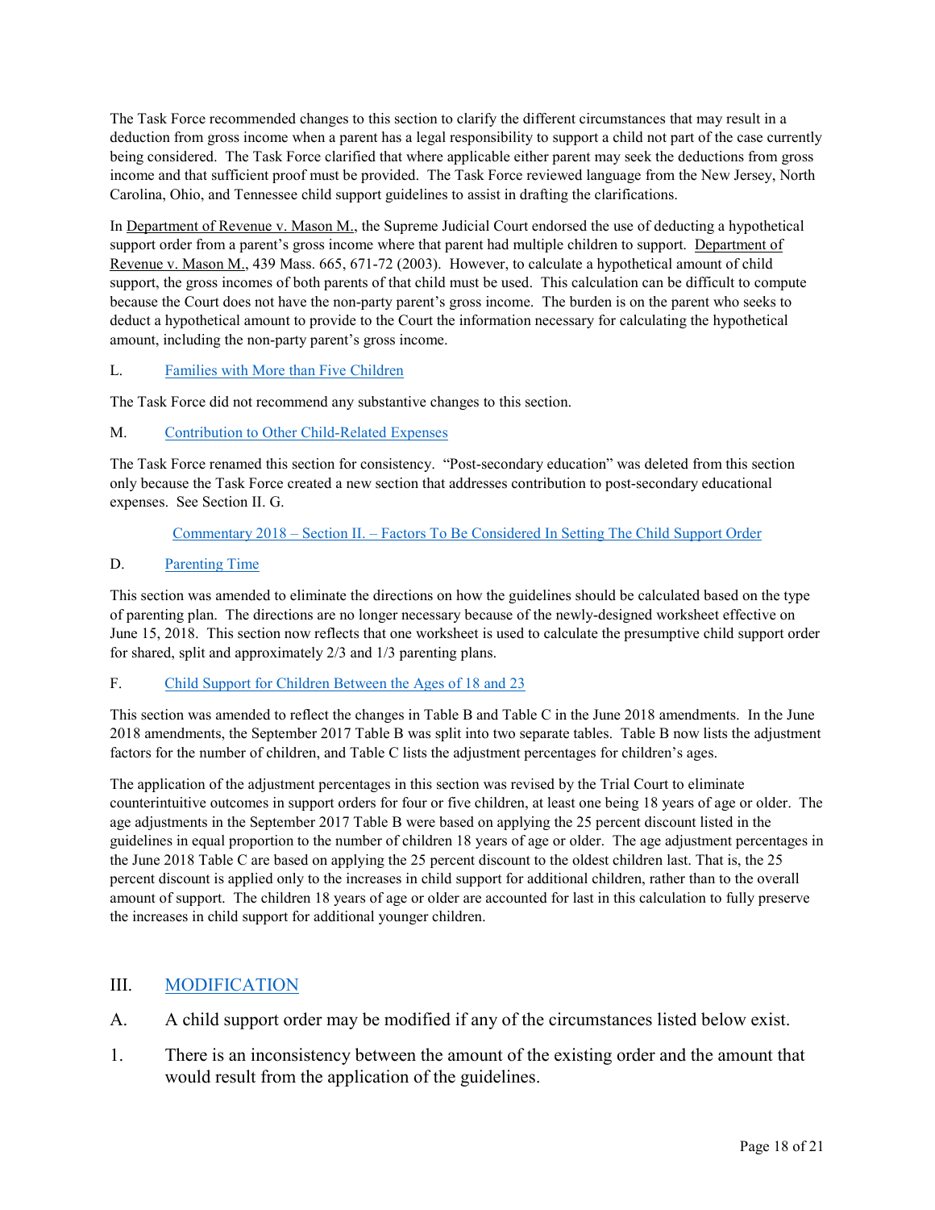The Task Force recommended changes to this section to clarify the different circumstances that may result in a deduction from gross income when a parent has a legal responsibility to support a child not part of the case currently being considered. The Task Force clarified that where applicable either parent may seek the deductions from gross income and that sufficient proof must be provided. The Task Force reviewed language from the New Jersey, North Carolina, Ohio, and Tennessee child support guidelines to assist in drafting the clarifications.

In Department of Revenue v. Mason M., the Supreme Judicial Court endorsed the use of deducting a hypothetical support order from a parent's gross income where that parent had multiple children to support. Department of Revenue v. Mason M., 439 Mass. 665, 671-72 (2003). However, to calculate a hypothetical amount of child support, the gross incomes of both parents of that child must be used. This calculation can be difficult to compute because the Court does not have the non-party parent's gross income. The burden is on the parent who seeks to deduct a hypothetical amount to provide to the Court the information necessary for calculating the hypothetical amount, including the non-party parent's gross income.

L. Families with More than Five Children

The Task Force did not recommend any substantive changes to this section.

M. Contribution to Other Child-Related Expenses

The Task Force renamed this section for consistency. "Post-secondary education" was deleted from this section only because the Task Force created a new section that addresses contribution to post-secondary educational expenses. See Section II. G.

Commentary 2018 – Section II. – Factors To Be Considered In Setting The Child Support Order

D. Parenting Time

This section was amended to eliminate the directions on how the guidelines should be calculated based on the type of parenting plan. The directions are no longer necessary because of the newly-designed worksheet effective on June 15, 2018. This section now reflects that one worksheet is used to calculate the presumptive child support order for shared, split and approximately 2/3 and 1/3 parenting plans.

F. Child Support for Children Between the Ages of 18 and 23

This section was amended to reflect the changes in Table B and Table C in the June 2018 amendments. In the June 2018 amendments, the September 2017 Table B was split into two separate tables. Table B now lists the adjustment factors for the number of children, and Table C lists the adjustment percentages for children's ages.

The application of the adjustment percentages in this section was revised by the Trial Court to eliminate counterintuitive outcomes in support orders for four or five children, at least one being 18 years of age or older. The age adjustments in the September 2017 Table B were based on applying the 25 percent discount listed in the guidelines in equal proportion to the number of children 18 years of age or older. The age adjustment percentages in the June 2018 Table C are based on applying the 25 percent discount to the oldest children last. That is, the 25 percent discount is applied only to the increases in child support for additional children, rather than to the overall amount of support. The children 18 years of age or older are accounted for last in this calculation to fully preserve the increases in child support for additional younger children.

## III. MODIFICATION

A. A child support order may be modified if any of the circumstances listed below exist.

1. There is an inconsistency between the amount of the existing order and the amount that would result from the application of the guidelines.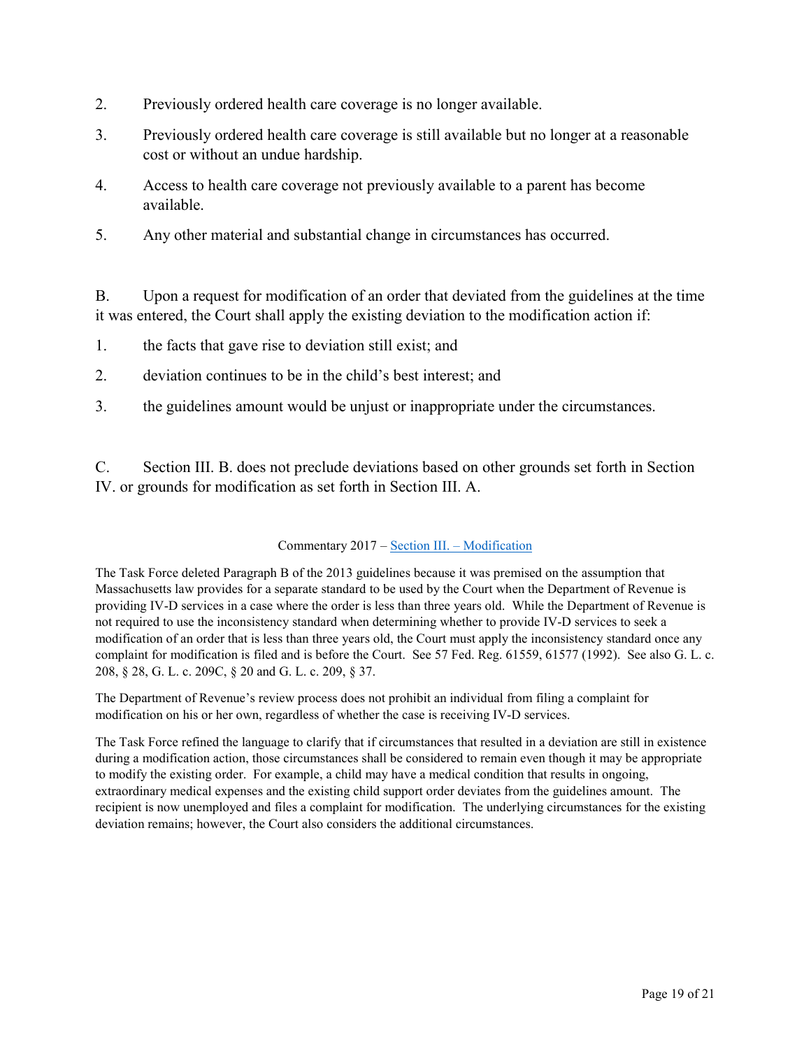2. Previously ordered health care coverage is no longer available.

3. Previously ordered health care coverage is still available but no longer at a reasonable cost or without an undue hardship.

4. Access to health care coverage not previously available to a parent has become available.

5. Any other material and substantial change in circumstances has occurred.

B. Upon a request for modification of an order that deviated from the guidelines at the time it was entered, the Court shall apply the existing deviation to the modification action if:

1. the facts that gave rise to deviation still exist; and

2. deviation continues to be in the child's best interest; and

3. the guidelines amount would be unjust or inappropriate under the circumstances.

C. Section III. B. does not preclude deviations based on other grounds set forth in Section IV. or grounds for modification as set forth in Section III. A.

Commentary 2017 – Section III. – Modification

The Task Force deleted Paragraph B of the 2013 guidelines because it was premised on the assumption that Massachusetts law provides for a separate standard to be used by the Court when the Department of Revenue is providing IV-D services in a case where the order is less than three years old. While the Department of Revenue is not required to use the inconsistency standard when determining whether to provide IV-D services to seek a modification of an order that is less than three years old, the Court must apply the inconsistency standard once any complaint for modification is filed and is before the Court. See 57 Fed. Reg. 61559, 61577 (1992). See also G. L. c. 208, § 28, G. L. c. 209C, § 20 and G. L. c. 209, § 37.

The Department of Revenue's review process does not prohibit an individual from filing a complaint for modification on his or her own, regardless of whether the case is receiving IV-D services.

The Task Force refined the language to clarify that if circumstances that resulted in a deviation are still in existence during a modification action, those circumstances shall be considered to remain even though it may be appropriate to modify the existing order. For example, a child may have a medical condition that results in ongoing, extraordinary medical expenses and the existing child support order deviates from the guidelines amount. The recipient is now unemployed and files a complaint for modification. The underlying circumstances for the existing deviation remains; however, the Court also considers the additional circumstances.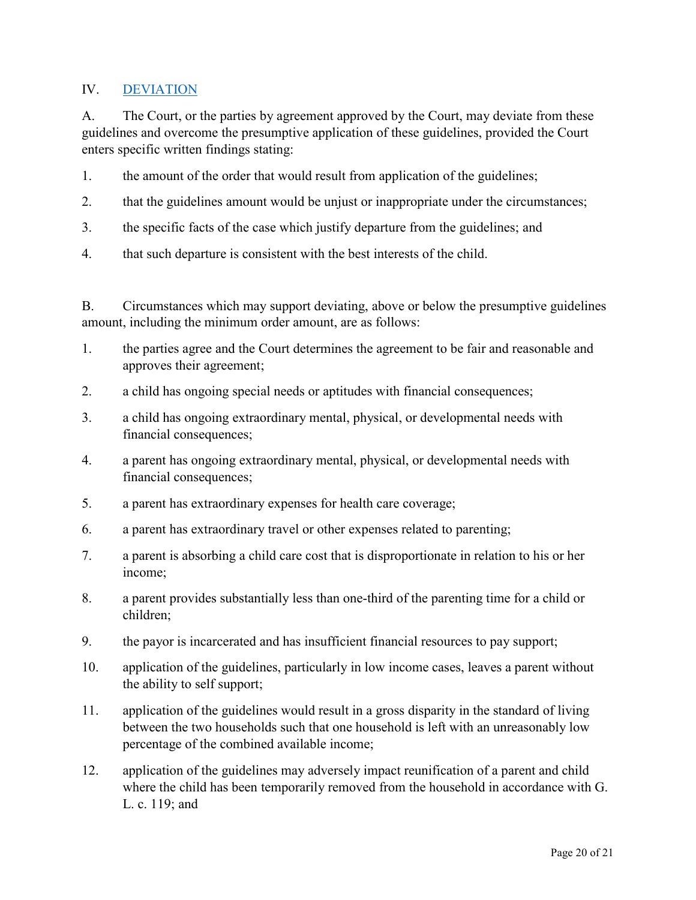## IV. DEVIATION

A. The Court, or the parties by agreement approved by the Court, may deviate from these guidelines and overcome the presumptive application of these guidelines, provided the Court enters specific written findings stating:

1. the amount of the order that would result from application of the guidelines;
2. that the guidelines amount would be unjust or inappropriate under the circumstances;
3. the specific facts of the case which justify departure from the guidelines; and
4. that such departure is consistent with the best interests of the child.

B. Circumstances which may support deviating, above or below the presumptive guidelines amount, including the minimum order amount, are as follows:

1. the parties agree and the Court determines the agreement to be fair and reasonable and approves their agreement;
2. a child has ongoing special needs or aptitudes with financial consequences;
3. a child has ongoing extraordinary mental, physical, or developmental needs with financial consequences;
4. a parent has ongoing extraordinary mental, physical, or developmental needs with financial consequences;
5. a parent has extraordinary expenses for health care coverage;
6. a parent has extraordinary travel or other expenses related to parenting;
7. a parent is absorbing a child care cost that is disproportionate in relation to his or her income;
8. a parent provides substantially less than one-third of the parenting time for a child or children;
9. the payor is incarcerated and has insufficient financial resources to pay support;
10. application of the guidelines, particularly in low income cases, leaves a parent without the ability to self support;
11. application of the guidelines would result in a gross disparity in the standard of living between the two households such that one household is left with an unreasonably low percentage of the combined available income;
12. application of the guidelines may adversely impact reunification of a parent and child where the child has been temporarily removed from the household in accordance with G. L. c. 119; and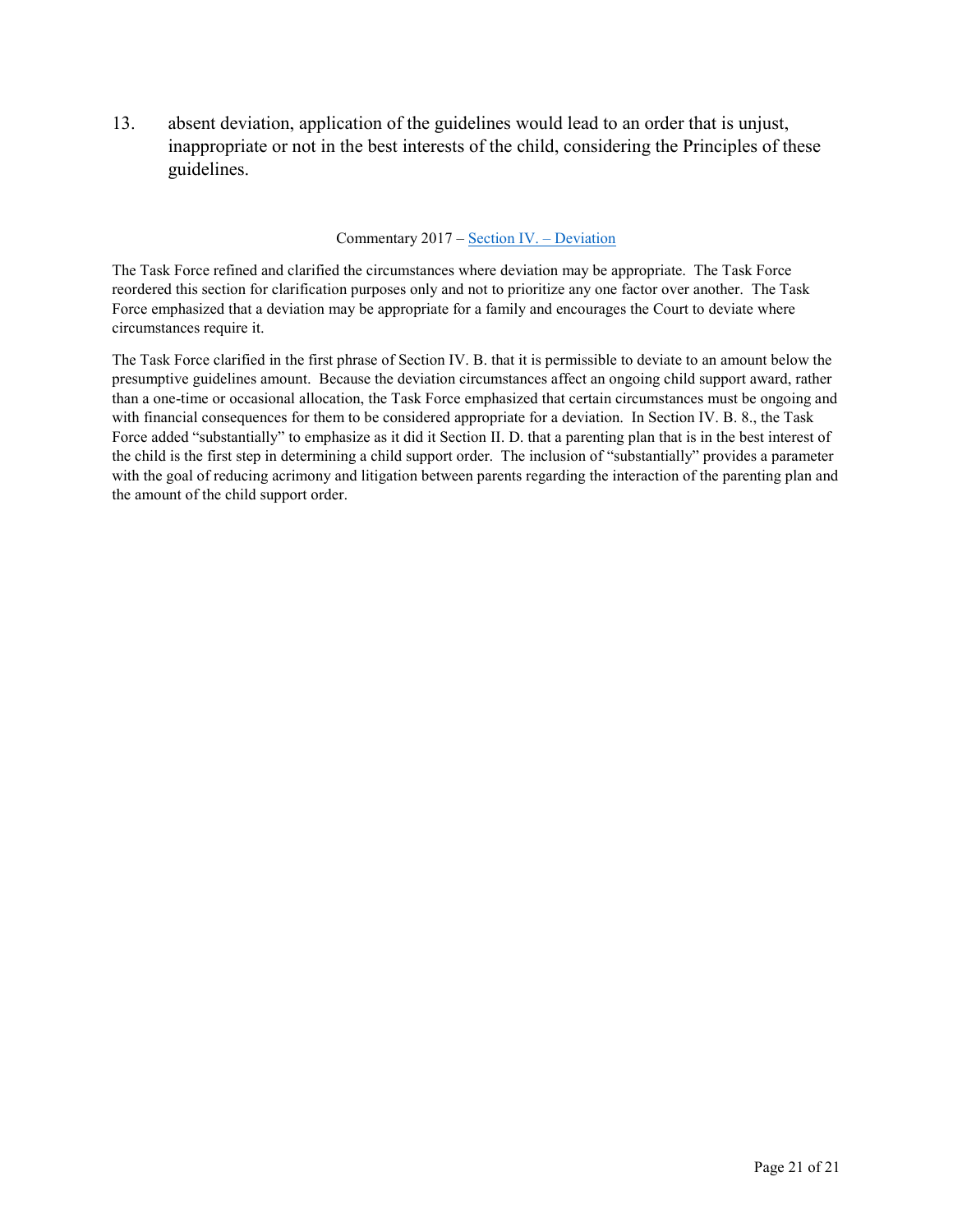13. absent deviation, application of the guidelines would lead to an order that is unjust, inappropriate or not in the best interests of the child, considering the Principles of these guidelines.

Commentary 2017 – Section IV. – Deviation

The Task Force refined and clarified the circumstances where deviation may be appropriate. The Task Force reordered this section for clarification purposes only and not to prioritize any one factor over another. The Task Force emphasized that a deviation may be appropriate for a family and encourages the Court to deviate where circumstances require it.

The Task Force clarified in the first phrase of Section IV. B. that it is permissible to deviate to an amount below the presumptive guidelines amount. Because the deviation circumstances affect an ongoing child support award, rather than a one-time or occasional allocation, the Task Force emphasized that certain circumstances must be ongoing and with financial consequences for them to be considered appropriate for a deviation. In Section IV. B. 8., the Task Force added "substantially" to emphasize as it did it Section II. D. that a parenting plan that is in the best interest of the child is the first step in determining a child support order. The inclusion of "substantially" provides a parameter with the goal of reducing acrimony and litigation between parents regarding the interaction of the parenting plan and the amount of the child support order.